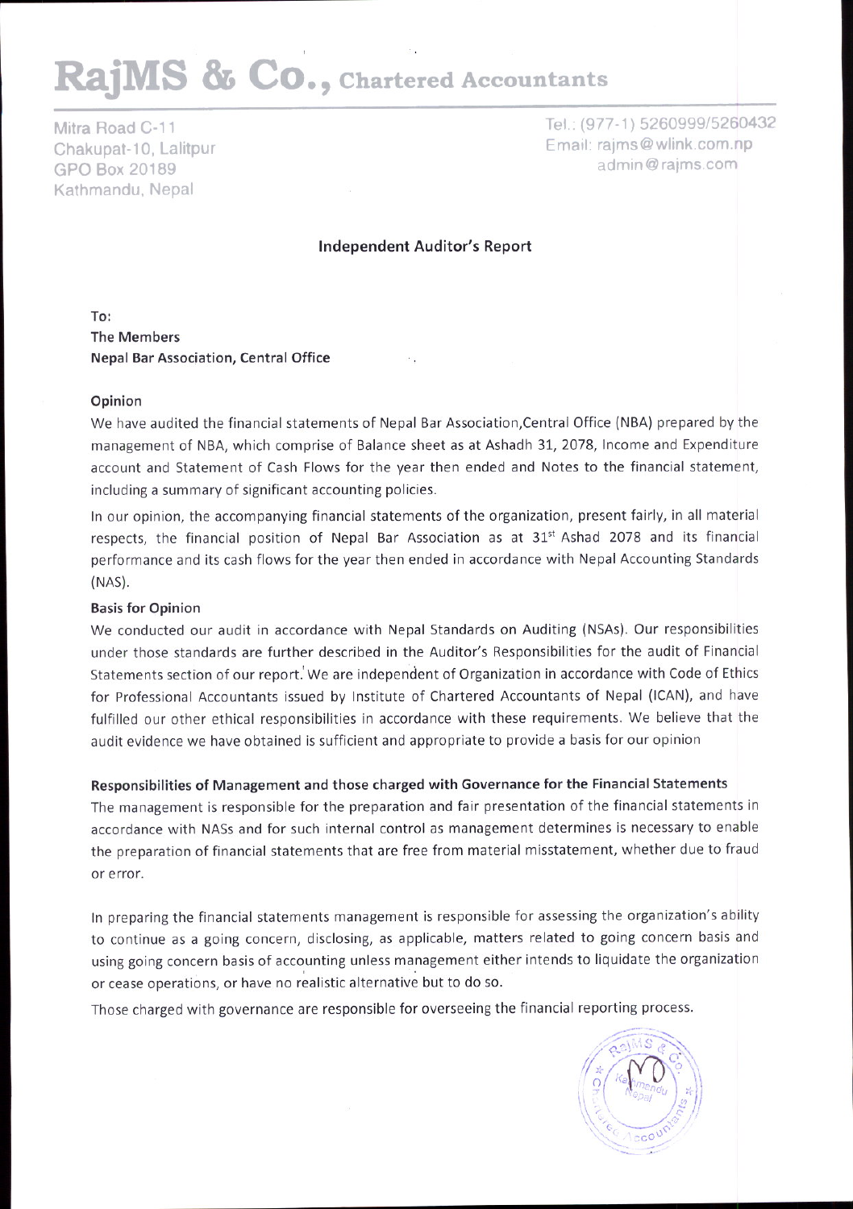# RajMS & Co., Chartered Accountants

Mitra Road C-11
Chakupat-10, Lalitpur
GPO Box 20189
Kathmandu, Nepal

Tel.: (977-1) 5260999/5260432
Email: rajms@wlink.com.np
admin@rajms.com

## Independent Auditor's Report

**To:**
**The Members**
**Nepal Bar Association, Central Office**

### Opinion

We have audited the financial statements of Nepal Bar Association,Central Office (NBA) prepared by the management of NBA, which comprise of Balance sheet as at Ashadh 31, 2078, Income and Expenditure account and Statement of Cash Flows for the year then ended and Notes to the financial statement, including a summary of significant accounting policies.

In our opinion, the accompanying financial statements of the organization, present fairly, in all material respects, the financial position of Nepal Bar Association as at 31st Ashad 2078 and its financial performance and its cash flows for the year then ended in accordance with Nepal Accounting Standards (NAS).

### Basis for Opinion

We conducted our audit in accordance with Nepal Standards on Auditing (NSAs). Our responsibilities under those standards are further described in the Auditor's Responsibilities for the audit of Financial Statements section of our report. We are independent of Organization in accordance with Code of Ethics for Professional Accountants issued by Institute of Chartered Accountants of Nepal (ICAN), and have fulfilled our other ethical responsibilities in accordance with these requirements. We believe that the audit evidence we have obtained is sufficient and appropriate to provide a basis for our opinion

### Responsibilities of Management and those charged with Governance for the Financial Statements

The management is responsible for the preparation and fair presentation of the financial statements in accordance with NASs and for such internal control as management determines is necessary to enable the preparation of financial statements that are free from material misstatement, whether due to fraud or error.

In preparing the financial statements management is responsible for assessing the organization's ability to continue as a going concern, disclosing, as applicable, matters related to going concern basis and using going concern basis of accounting unless management either intends to liquidate the organization or cease operations, or have no realistic alternative but to do so.

Those charged with governance are responsible for overseeing the financial reporting process.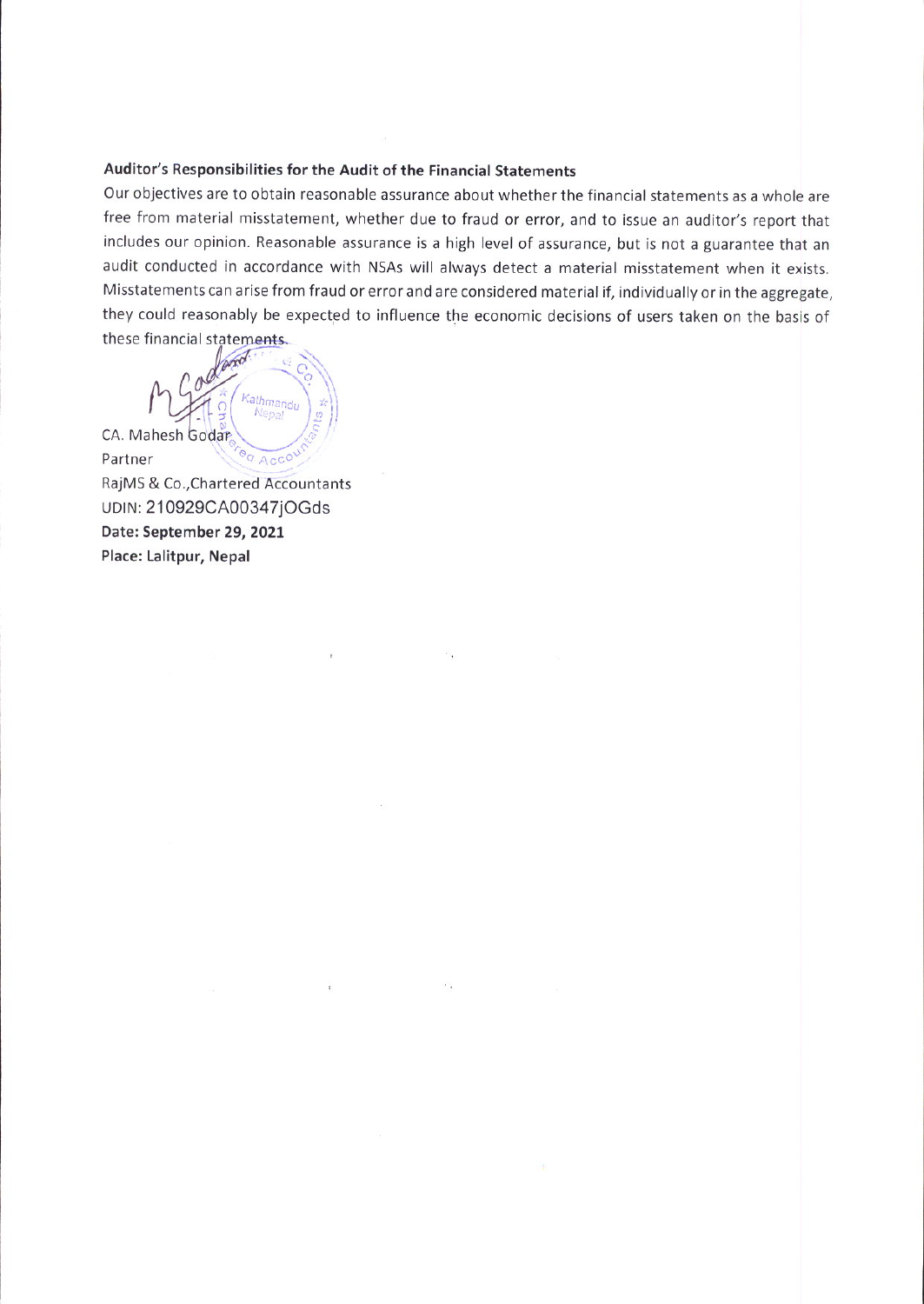**Auditor's Responsibilities for the Audit of the Financial Statements**

Our objectives are to obtain reasonable assurance about whether the financial statements as a whole are free from material misstatement, whether due to fraud or error, and to issue an auditor's report that includes our opinion. Reasonable assurance is a high level of assurance, but is not a guarantee that an audit conducted in accordance with NSAs will always detect a material misstatement when it exists. Misstatements can arise from fraud or error and are considered material if, individually or in the aggregate, they could reasonably be expected to influence the economic decisions of users taken on the basis of these financial statements.

CA. Mahesh Godar
Partner
RajMS & Co.,Chartered Accountants
UDIN: 210929CA00347jOGds
**Date: September 29, 2021**
**Place: Lalitpur, Nepal**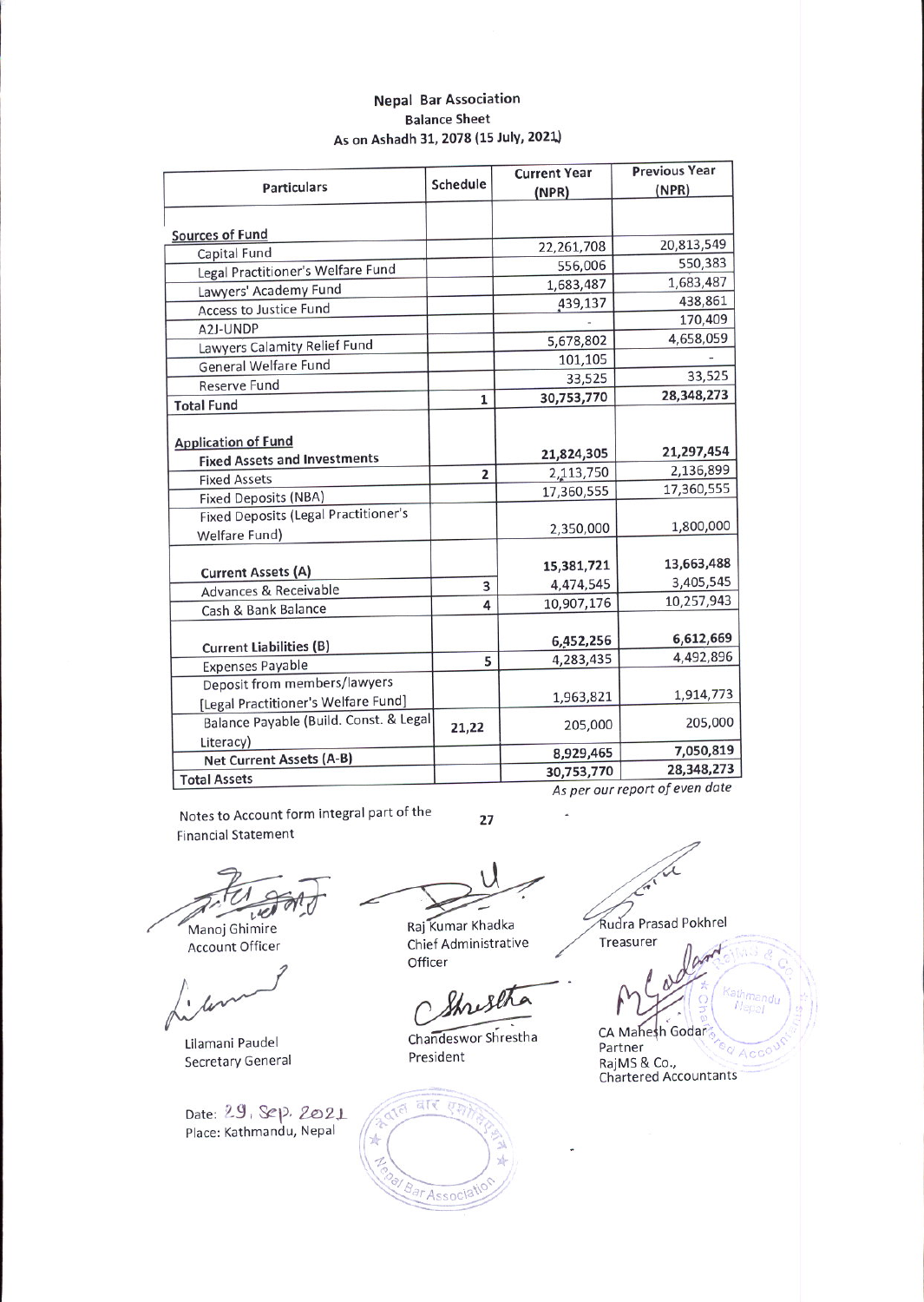# Nepal Bar Association

## Balance Sheet

### As on Ashadh 31, 2078 (15 July, 2021)

| Particulars | Schedule | Current Year (NPR) | Previous Year (NPR) |
|---|---|---|---|
| **Sources of Fund** | | | |
| Capital Fund | | 22,261,708 | 20,813,549 |
| Legal Practitioner's Welfare Fund | | 556,006 | 550,383 |
| Lawyers' Academy Fund | | 1,683,487 | 1,683,487 |
| Access to Justice Fund | | 439,137 | 438,861 |
| A2J-UNDP | | - | 170,409 |
| Lawyers Calamity Relief Fund | | 5,678,802 | 4,658,059 |
| General Welfare Fund | | 101,105 | - |
| Reserve Fund | | 33,525 | 33,525 |
| **Total Fund** | 1 | **30,753,770** | **28,348,273** |
| **Application of Fund** | | | |
| **Fixed Assets and Investments** | | **21,824,305** | **21,297,454** |
| Fixed Assets | 2 | 2,113,750 | 2,136,899 |
| Fixed Deposits (NBA) | | 17,360,555 | 17,360,555 |
| Fixed Deposits (Legal Practitioner's Welfare Fund) | | 2,350,000 | 1,800,000 |
| **Current Assets (A)** | | **15,381,721** | **13,663,488** |
| Advances & Receivable | 3 | 4,474,545 | 3,405,545 |
| Cash & Bank Balance | 4 | 10,907,176 | 10,257,943 |
| **Current Liabilities (B)** | | **6,452,256** | **6,612,669** |
| Expenses Payable | 5 | 4,283,435 | 4,492,896 |
| Deposit from members/lawyers [Legal Practitioner's Welfare Fund] | | 1,963,821 | 1,914,773 |
| Balance Payable (Build. Const. & Legal Literacy) | 21,22 | 205,000 | 205,000 |
| **Net Current Assets (A-B)** | | **8,929,465** | **7,050,819** |
| **Total Assets** | | **30,753,770** | **28,348,273** |

Notes to Account form integral part of the Financial Statement — 27

*As per our report of even date*

Manoj Ghimire
Account Officer

Raj Kumar Khadka
Chief Administrative Officer

Rudra Prasad Pokhrel
Treasurer

Lilamani Paudel
Secretary General

Chandeswor Shrestha
President

CA Mahesh Godar
Partner
RajMS & Co.,
Chartered Accountants

Date: 29, Sep. 2021
Place: Kathmandu, Nepal